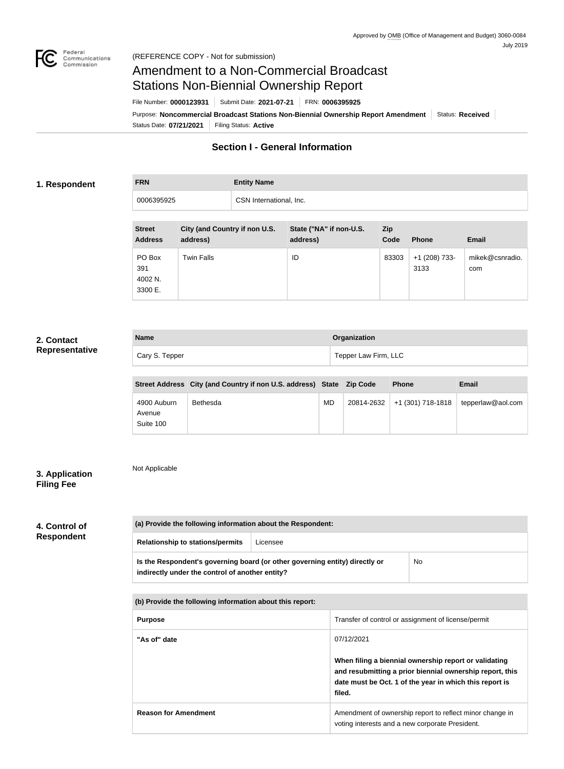Approved by OMB (Office of Management and Budget) 3060-0084
July 2019

(REFERENCE COPY - Not for submission)

# Amendment to a Non-Commercial Broadcast Stations Non-Biennial Ownership Report

File Number: **0000123931** | Submit Date: **2021-07-21** | FRN: **0006395925**

Purpose: **Noncommercial Broadcast Stations Non-Biennial Ownership Report Amendment** | Status: **Received**

Status Date: **07/21/2021** | Filing Status: **Active**

## Section I - General Information

### 1. Respondent

| FRN | Entity Name |
|---|---|
| 0006395925 | CSN International, Inc. |

| Street Address | City (and Country if non U.S. address) | State ("NA" if non-U.S. address) | Zip Code | Phone | Email |
|---|---|---|---|---|---|
| PO Box 391 4002 N. 3300 E. | Twin Falls | ID | 83303 | +1 (208) 733-3133 | mikek@csnradio.com |

### 2. Contact Representative

| Name | Organization |
|---|---|
| Cary S. Tepper | Tepper Law Firm, LLC |

| Street Address | City (and Country if non U.S. address) | State | Zip Code | Phone | Email |
|---|---|---|---|---|---|
| 4900 Auburn Avenue Suite 100 | Bethesda | MD | 20814-2632 | +1 (301) 718-1818 | tepperlaw@aol.com |

### 3. Application Filing Fee

Not Applicable

### 4. Control of Respondent

| (a) Provide the following information about the Respondent: | |
|---|---|
| Relationship to stations/permits | Licensee |
| Is the Respondent's governing board (or other governing entity) directly or indirectly under the control of another entity? | No |

| (b) Provide the following information about this report: | |
|---|---|
| Purpose | Transfer of control or assignment of license/permit |
| "As of" date | 07/12/2021<br><br>**When filing a biennial ownership report or validating and resubmitting a prior biennial ownership report, this date must be Oct. 1 of the year in which this report is filed.** |
| Reason for Amendment | Amendment of ownership report to reflect minor change in voting interests and a new corporate President. |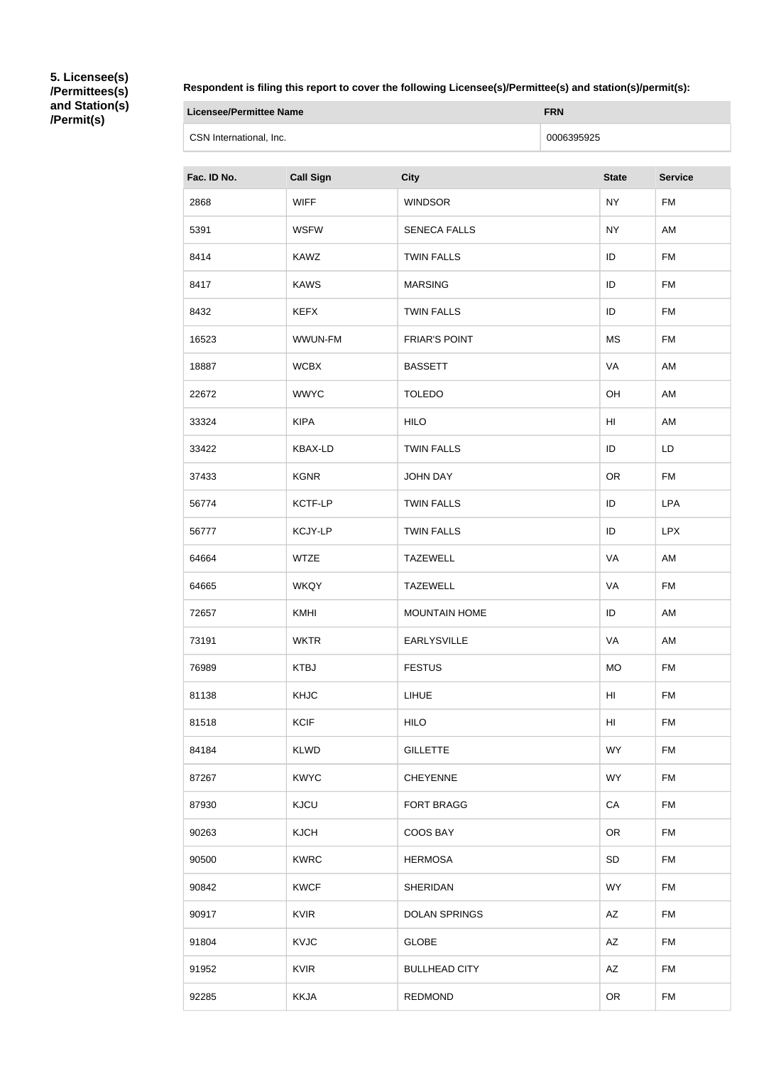**5. Licensee(s) /Permittees(s) and Station(s) /Permit(s)**

**Respondent is filing this report to cover the following Licensee(s)/Permittee(s) and station(s)/permit(s):**

| Licensee/Permittee Name | FRN |
| --- | --- |
| CSN International, Inc. | 0006395925 |

| Fac. ID No. | Call Sign | City | State | Service |
| --- | --- | --- | --- | --- |
| 2868 | WIFF | WINDSOR | NY | FM |
| 5391 | WSFW | SENECA FALLS | NY | AM |
| 8414 | KAWZ | TWIN FALLS | ID | FM |
| 8417 | KAWS | MARSING | ID | FM |
| 8432 | KEFX | TWIN FALLS | ID | FM |
| 16523 | WWUN-FM | FRIAR'S POINT | MS | FM |
| 18887 | WCBX | BASSETT | VA | AM |
| 22672 | WWYC | TOLEDO | OH | AM |
| 33324 | KIPA | HILO | HI | AM |
| 33422 | KBAX-LD | TWIN FALLS | ID | LD |
| 37433 | KGNR | JOHN DAY | OR | FM |
| 56774 | KCTF-LP | TWIN FALLS | ID | LPA |
| 56777 | KCJY-LP | TWIN FALLS | ID | LPX |
| 64664 | WTZE | TAZEWELL | VA | AM |
| 64665 | WKQY | TAZEWELL | VA | FM |
| 72657 | KMHI | MOUNTAIN HOME | ID | AM |
| 73191 | WKTR | EARLYSVILLE | VA | AM |
| 76989 | KTBJ | FESTUS | MO | FM |
| 81138 | KHJC | LIHUE | HI | FM |
| 81518 | KCIF | HILO | HI | FM |
| 84184 | KLWD | GILLETTE | WY | FM |
| 87267 | KWYC | CHEYENNE | WY | FM |
| 87930 | KJCU | FORT BRAGG | CA | FM |
| 90263 | KJCH | COOS BAY | OR | FM |
| 90500 | KWRC | HERMOSA | SD | FM |
| 90842 | KWCF | SHERIDAN | WY | FM |
| 90917 | KVIR | DOLAN SPRINGS | AZ | FM |
| 91804 | KVJC | GLOBE | AZ | FM |
| 91952 | KVIR | BULLHEAD CITY | AZ | FM |
| 92285 | KKJA | REDMOND | OR | FM |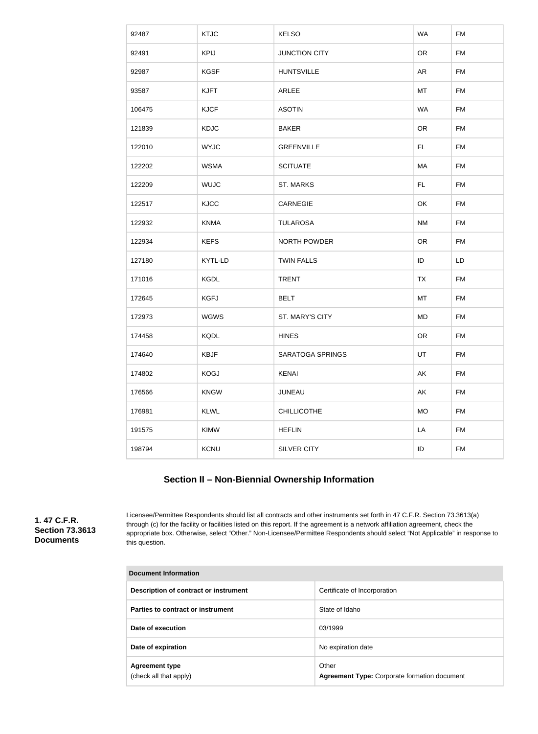| | | | | |
|---|---|---|---|---|
| 92487 | KTJC | KELSO | WA | FM |
| 92491 | KPIJ | JUNCTION CITY | OR | FM |
| 92987 | KGSF | HUNTSVILLE | AR | FM |
| 93587 | KJFT | ARLEE | MT | FM |
| 106475 | KJCF | ASOTIN | WA | FM |
| 121839 | KDJC | BAKER | OR | FM |
| 122010 | WYJC | GREENVILLE | FL | FM |
| 122202 | WSMA | SCITUATE | MA | FM |
| 122209 | WUJC | ST. MARKS | FL | FM |
| 122517 | KJCC | CARNEGIE | OK | FM |
| 122932 | KNMA | TULAROSA | NM | FM |
| 122934 | KEFS | NORTH POWDER | OR | FM |
| 127180 | KYTL-LD | TWIN FALLS | ID | LD |
| 171016 | KGDL | TRENT | TX | FM |
| 172645 | KGFJ | BELT | MT | FM |
| 172973 | WGWS | ST. MARY'S CITY | MD | FM |
| 174458 | KQDL | HINES | OR | FM |
| 174640 | KBJF | SARATOGA SPRINGS | UT | FM |
| 174802 | KOGJ | KENAI | AK | FM |
| 176566 | KNGW | JUNEAU | AK | FM |
| 176981 | KLWL | CHILLICOTHE | MO | FM |
| 191575 | KIMW | HEFLIN | LA | FM |
| 198794 | KCNU | SILVER CITY | ID | FM |

## Section II – Non-Biennial Ownership Information

**1. 47 C.F.R. Section 73.3613 Documents**

Licensee/Permittee Respondents should list all contracts and other instruments set forth in 47 C.F.R. Section 73.3613(a) through (c) for the facility or facilities listed on this report. If the agreement is a network affiliation agreement, check the appropriate box. Otherwise, select "Other." Non-Licensee/Permittee Respondents should select "Not Applicable" in response to this question.

| Document Information | |
|---|---|
| **Description of contract or instrument** | Certificate of Incorporation |
| **Parties to contract or instrument** | State of Idaho |
| **Date of execution** | 03/1999 |
| **Date of expiration** | No expiration date |
| **Agreement type** (check all that apply) | Other **Agreement Type:** Corporate formation document |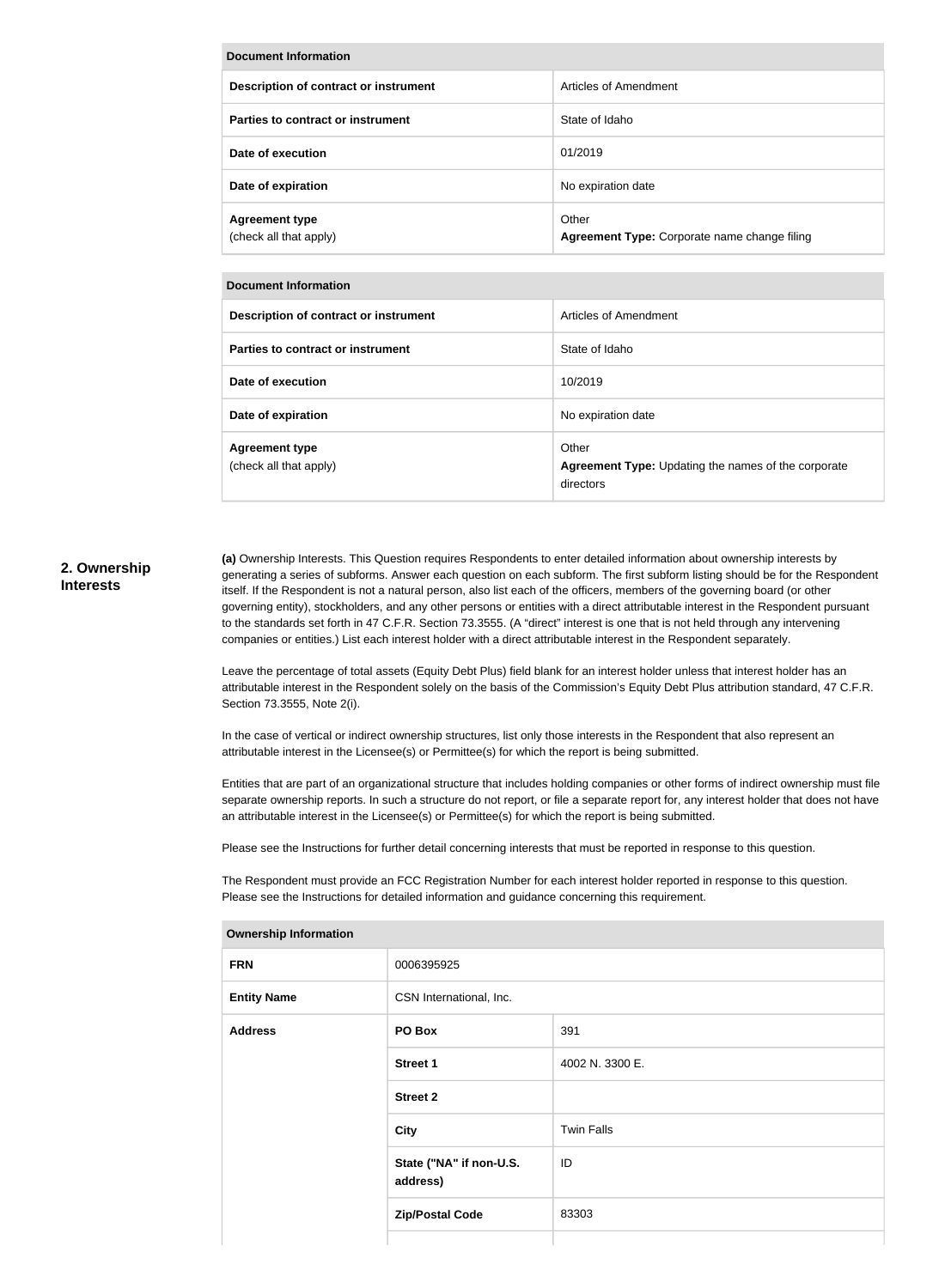| Document Information | |
|---|---|
| **Description of contract or instrument** | Articles of Amendment |
| **Parties to contract or instrument** | State of Idaho |
| **Date of execution** | 01/2019 |
| **Date of expiration** | No expiration date |
| **Agreement type** (check all that apply) | Other **Agreement Type:** Corporate name change filing |

| Document Information | |
|---|---|
| **Description of contract or instrument** | Articles of Amendment |
| **Parties to contract or instrument** | State of Idaho |
| **Date of execution** | 10/2019 |
| **Date of expiration** | No expiration date |
| **Agreement type** (check all that apply) | Other **Agreement Type:** Updating the names of the corporate directors |

## 2. Ownership Interests

**(a)** Ownership Interests. This Question requires Respondents to enter detailed information about ownership interests by generating a series of subforms. Answer each question on each subform. The first subform listing should be for the Respondent itself. If the Respondent is not a natural person, also list each of the officers, members of the governing board (or other governing entity), stockholders, and any other persons or entities with a direct attributable interest in the Respondent pursuant to the standards set forth in 47 C.F.R. Section 73.3555. (A "direct" interest is one that is not held through any intervening companies or entities.) List each interest holder with a direct attributable interest in the Respondent separately.

Leave the percentage of total assets (Equity Debt Plus) field blank for an interest holder unless that interest holder has an attributable interest in the Respondent solely on the basis of the Commission's Equity Debt Plus attribution standard, 47 C.F.R. Section 73.3555, Note 2(i).

In the case of vertical or indirect ownership structures, list only those interests in the Respondent that also represent an attributable interest in the Licensee(s) or Permittee(s) for which the report is being submitted.

Entities that are part of an organizational structure that includes holding companies or other forms of indirect ownership must file separate ownership reports. In such a structure do not report, or file a separate report for, any interest holder that does not have an attributable interest in the Licensee(s) or Permittee(s) for which the report is being submitted.

Please see the Instructions for further detail concerning interests that must be reported in response to this question.

The Respondent must provide an FCC Registration Number for each interest holder reported in response to this question. Please see the Instructions for detailed information and guidance concerning this requirement.

| Ownership Information | | |
|---|---|---|
| **FRN** | 0006395925 | |
| **Entity Name** | CSN International, Inc. | |
| **Address** | **PO Box** | 391 |
| | **Street 1** | 4002 N. 3300 E. |
| | **Street 2** | |
| | **City** | Twin Falls |
| | **State ("NA" if non-U.S. address)** | ID |
| | **Zip/Postal Code** | 83303 |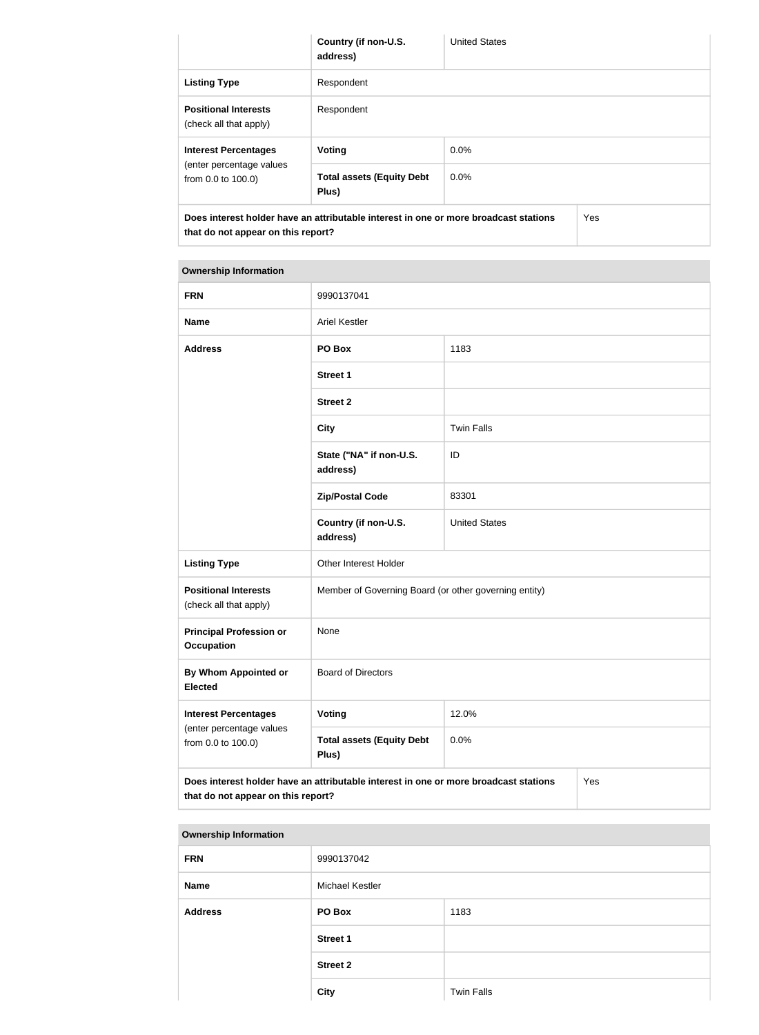| | Country (if non-U.S. address) | United States |
|---|---|---|
| **Listing Type** | Respondent | |
| **Positional Interests** (check all that apply) | Respondent | |
| **Interest Percentages** (enter percentage values from 0.0 to 100.0) | **Voting** | 0.0% |
| | **Total assets (Equity Debt Plus)** | 0.0% |
| **Does interest holder have an attributable interest in one or more broadcast stations that do not appear on this report?** | | Yes |

| **Ownership Information** | | |
|---|---|---|
| **FRN** | 9990137041 | |
| **Name** | Ariel Kestler | |
| **Address** | **PO Box** | 1183 |
| | **Street 1** | |
| | **Street 2** | |
| | **City** | Twin Falls |
| | **State ("NA" if non-U.S. address)** | ID |
| | **Zip/Postal Code** | 83301 |
| | **Country (if non-U.S. address)** | United States |
| **Listing Type** | Other Interest Holder | |
| **Positional Interests** (check all that apply) | Member of Governing Board (or other governing entity) | |
| **Principal Profession or Occupation** | None | |
| **By Whom Appointed or Elected** | Board of Directors | |
| **Interest Percentages** (enter percentage values from 0.0 to 100.0) | **Voting** | 12.0% |
| | **Total assets (Equity Debt Plus)** | 0.0% |
| **Does interest holder have an attributable interest in one or more broadcast stations that do not appear on this report?** | | Yes |

| **Ownership Information** | | |
|---|---|---|
| **FRN** | 9990137042 | |
| **Name** | Michael Kestler | |
| **Address** | **PO Box** | 1183 |
| | **Street 1** | |
| | **Street 2** | |
| | **City** | Twin Falls |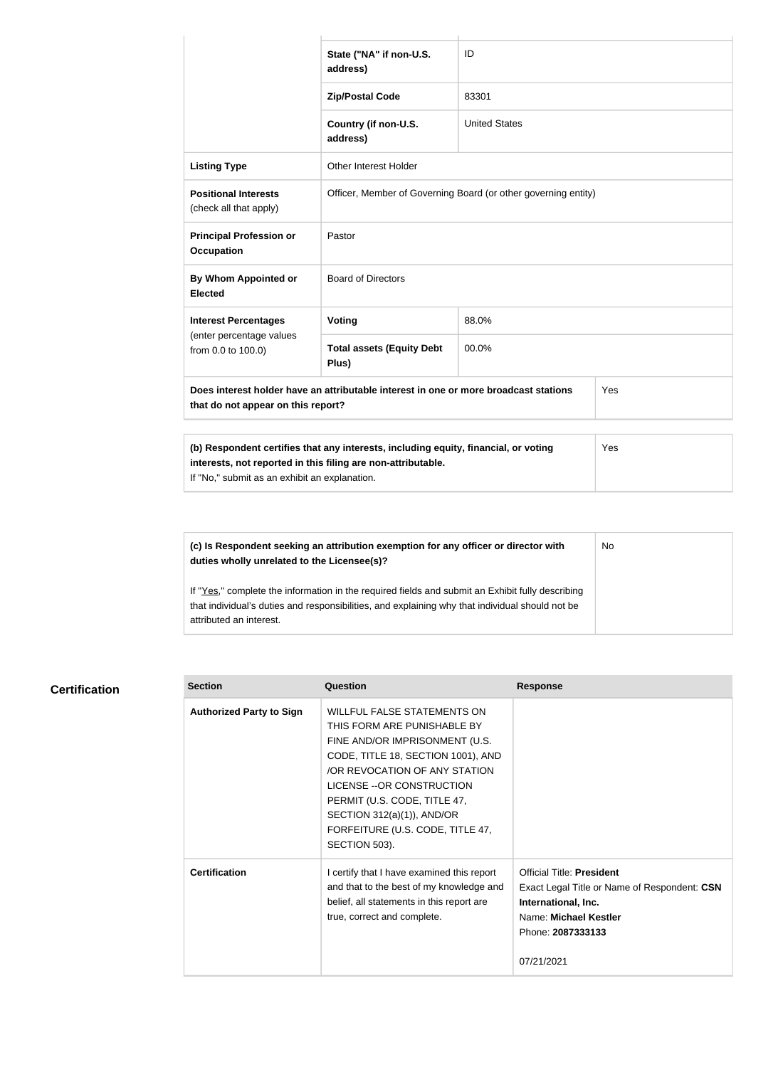| | | |
|---|---|---|
| | **State ("NA" if non-U.S. address)** | ID |
| | **Zip/Postal Code** | 83301 |
| | **Country (if non-U.S. address)** | United States |
| **Listing Type** | Other Interest Holder | |
| **Positional Interests** (check all that apply) | Officer, Member of Governing Board (or other governing entity) | |
| **Principal Profession or Occupation** | Pastor | |
| **By Whom Appointed or Elected** | Board of Directors | |
| **Interest Percentages** (enter percentage values from 0.0 to 100.0) | **Voting** | 88.0% |
| | **Total assets (Equity Debt Plus)** | 00.0% |
| **Does interest holder have an attributable interest in one or more broadcast stations that do not appear on this report?** | | Yes |

| | |
|---|---|
| **(b) Respondent certifies that any interests, including equity, financial, or voting interests, not reported in this filing are non-attributable.** If "No," submit as an exhibit an explanation. | Yes |

| | |
|---|---|
| **(c) Is Respondent seeking an attribution exemption for any officer or director with duties wholly unrelated to the Licensee(s)?** If "Yes," complete the information in the required fields and submit an Exhibit fully describing that individual's duties and responsibilities, and explaining why that individual should not be attributed an interest. | No |

## Certification

| Section | Question | Response |
|---|---|---|
| **Authorized Party to Sign** | WILLFUL FALSE STATEMENTS ON THIS FORM ARE PUNISHABLE BY FINE AND/OR IMPRISONMENT (U.S. CODE, TITLE 18, SECTION 1001), AND /OR REVOCATION OF ANY STATION LICENSE --OR CONSTRUCTION PERMIT (U.S. CODE, TITLE 47, SECTION 312(a)(1)), AND/OR FORFEITURE (U.S. CODE, TITLE 47, SECTION 503). | |
| **Certification** | I certify that I have examined this report and that to the best of my knowledge and belief, all statements in this report are true, correct and complete. | Official Title: **President** Exact Legal Title or Name of Respondent: **CSN International, Inc.** Name: **Michael Kestler** Phone: **2087333133** 07/21/2021 |